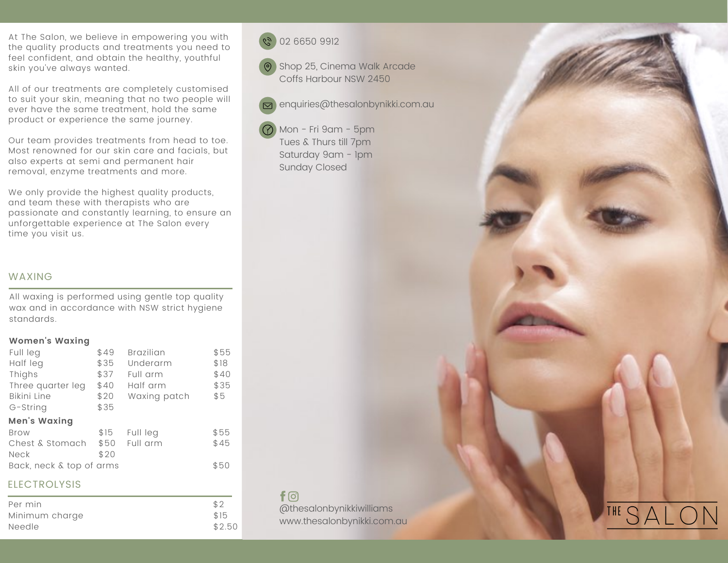At The Salon, we believe in empowering you with the quality products and treatments you need to feel confident, and obtain the healthy, youthful skin you've always wanted.

All of our treatments are completely customised to suit your skin, meaning that no two people will ever have the same treatment, hold the same product or experience the same journey.

Our team provides treatments from head to toe. Most renowned for our skin care and facials, but also experts at semi and permanent hair removal, enzyme treatments and more.

We only provide the highest quality products, and team these with therapists who are passionate and constantly learning, to ensure an unforgettable experience at The Salon every time you visit us.

## WAXING

All waxing is performed using gentle top quality wax and in accordance with NSW strict hygiene standards.

**Women's Waxing**

| | | | |
|---|---|---|---|
| Full leg | $49 | Brazilian | $55 |
| Half leg | $35 | Underarm | $18 |
| Thighs | $37 | Full arm | $40 |
| Three quarter leg | $40 | Half arm | $35 |
| Bikini Line | $20 | Waxing patch | $5 |
| G-String | $35 | | |

**Men's Waxing**

| | | | |
|---|---|---|---|
| Brow | $15 | Full leg | $55 |
| Chest & Stomach | $50 | Full arm | $45 |
| Neck | $20 | | |
| Back, neck & top of arms | | | $50 |

## ELECTROLYSIS

| | |
|---|---|
| Per min | $2 |
| Minimum charge | $15 |
| Needle | $2.50 |

02 6650 9912

Shop 25, Cinema Walk Arcade
Coffs Harbour NSW 2450

enquiries@thesalonbynikki.com.au

Mon - Fri 9am - 5pm
Tues & Thurs till 7pm
Saturday 9am - 1pm
Sunday Closed

@thesalonbynikkiwilliams
www.thesalonbynikki.com.au

THE SALON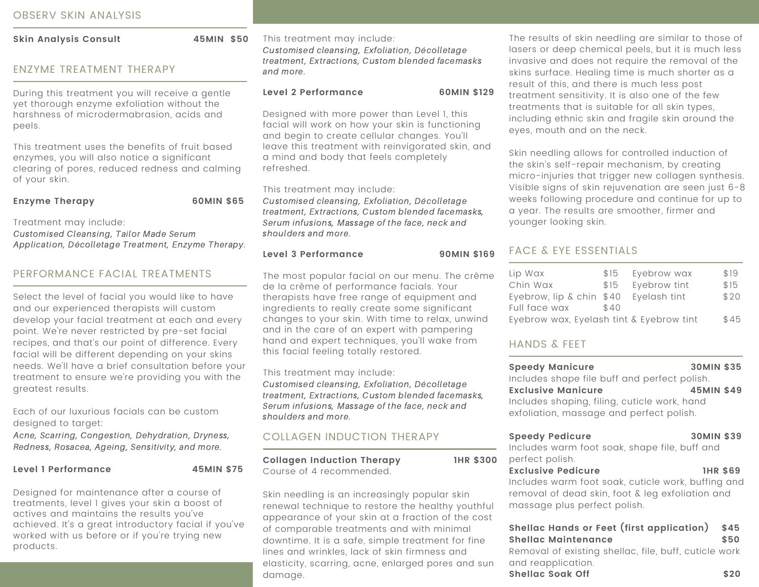## OBSERV SKIN ANALYSIS

**Skin Analysis Consult** **45MIN $50**

## ENZYME TREATMENT THERAPY

During this treatment you will receive a gentle yet thorough enzyme exfoliation without the harshness of microdermabrasion, acids and peels.

This treatment uses the benefits of fruit based enzymes, you will also notice a significant clearing of pores, reduced redness and calming of your skin.

**Enzyme Therapy** **60MIN $65**

Treatment may include:
*Customised Cleansing, Tailor Made Serum Application, Décolletage Treatment, Enzyme Therapy.*

## PERFORMANCE FACIAL TREATMENTS

Select the level of facial you would like to have and our experienced therapists will custom develop your facial treatment at each and every point. We're never restricted by pre-set facial recipes, and that's our point of difference. Every facial will be different depending on your skins needs. We'll have a brief consultation before your treatment to ensure we're providing you with the greatest results.

Each of our luxurious facials can be custom designed to target:
*Acne, Scarring, Congestion, Dehydration, Dryness, Redness, Rosacea, Ageing, Sensitivity, and more.*

**Level 1 Performance** **45MIN $75**

Designed for maintenance after a course of treatments, level 1 gives your skin a boost of actives and maintains the results you've achieved. It's a great introductory facial if you've worked with us before or if you're trying new products.

This treatment may include:
*Customised cleansing, Exfoliation, Décolletage treatment, Extractions, Custom blended facemasks and more.*

**Level 2 Performance** **60MIN $129**

Designed with more power than Level 1, this facial will work on how your skin is functioning and begin to create cellular changes. You'll leave this treatment with reinvigorated skin, and a mind and body that feels completely refreshed.

This treatment may include:
*Customised cleansing, Exfoliation, Décolletage treatment, Extractions, Custom blended facemasks, Serum infusions, Massage of the face, neck and shoulders and more.*

**Level 3 Performance** **90MIN $169**

The most popular facial on our menu. The crème de la crème of performance facials. Your therapists have free range of equipment and ingredients to really create some significant changes to your skin. With time to relax, unwind and in the care of an expert with pampering hand and expert techniques, you'll wake from this facial feeling totally restored.

This treatment may include:
*Customised cleansing, Exfoliation, Décolletage treatment, Extractions, Custom blended facemasks, Serum infusions, Massage of the face, neck and shoulders and more.*

## COLLAGEN INDUCTION THERAPY

**Collagen Induction Therapy** **1HR $300**
Course of 4 recommended.

Skin needling is an increasingly popular skin renewal technique to restore the healthy youthful appearance of your skin at a fraction of the cost of comparable treatments and with minimal downtime. It is a safe, simple treatment for fine lines and wrinkles, lack of skin firmness and elasticity, scarring, acne, enlarged pores and sun damage.

The results of skin needling are similar to those of lasers or deep chemical peels, but it is much less invasive and does not require the removal of the skins surface. Healing time is much shorter as a result of this, and there is much less post treatment sensitivity. It is also one of the few treatments that is suitable for all skin types, including ethnic skin and fragile skin around the eyes, mouth and on the neck.

Skin needling allows for controlled induction of the skin's self-repair mechanism, by creating micro-injuries that trigger new collagen synthesis. Visible signs of skin rejuvenation are seen just 6-8 weeks following procedure and continue for up to a year. The results are smoother, firmer and younger looking skin.

## FACE & EYE ESSENTIALS

| | | | |
|---|---|---|---|
| Lip Wax | $15 | Eyebrow wax | $19 |
| Chin Wax | $15 | Eyebrow tint | $15 |
| Eyebrow, lip & chin | $40 | Eyelash tint | $20 |
| Full face wax | $40 | | |

Eyebrow wax, Eyelash tint & Eyebrow tint $45

## HANDS & FEET

**Speedy Manicure** **30MIN $35**
Includes shape file buff and perfect polish.

**Exclusive Manicure** **45MIN $49**
Includes shaping, filing, cuticle work, hand exfoliation, massage and perfect polish.

**Speedy Pedicure** **30MIN $39**
Includes warm foot soak, shape file, buff and perfect polish.

**Exclusive Pedicure** **1HR $69**
Includes warm foot soak, cuticle work, buffing and removal of dead skin, foot & leg exfoliation and massage plus perfect polish.

**Shellac Hands or Feet (first application)** **$45**

**Shellac Maintenance** **$50**
Removal of existing shellac, file, buff, cuticle work and reapplication.

**Shellac Soak Off** **$20**